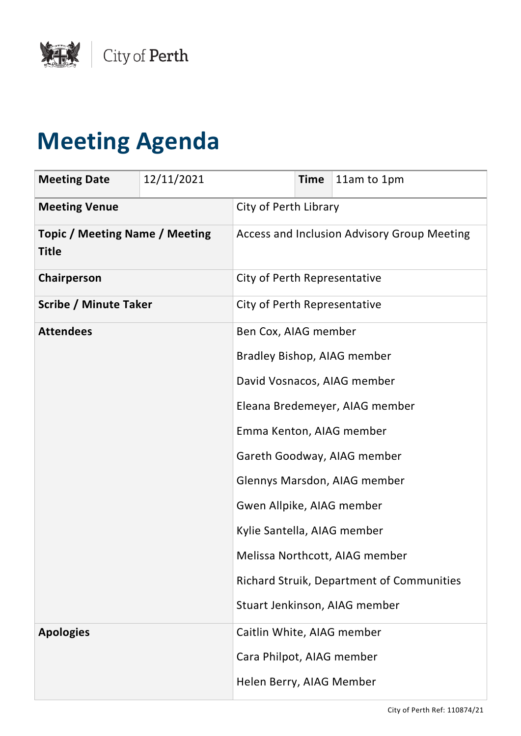City of Perth

# Meeting Agenda

| Meeting Date | 12/11/2021 | Time | 11am to 1pm |
|---|---|---|---|
| **Meeting Venue** | City of Perth Library | | |
| **Topic / Meeting Name / Meeting Title** | Access and Inclusion Advisory Group Meeting | | |
| **Chairperson** | City of Perth Representative | | |
| **Scribe / Minute Taker** | City of Perth Representative | | |
| **Attendees** | Ben Cox, AIAG member<br>Bradley Bishop, AIAG member<br>David Vosnacos, AIAG member<br>Eleana Bredemeyer, AIAG member<br>Emma Kenton, AIAG member<br>Gareth Goodway, AIAG member<br>Glennys Marsdon, AIAG member<br>Gwen Allpike, AIAG member<br>Kylie Santella, AIAG member<br>Melissa Northcott, AIAG member<br>Richard Struik, Department of Communities<br>Stuart Jenkinson, AIAG member | | |
| **Apologies** | Caitlin White, AIAG member<br>Cara Philpot, AIAG member<br>Helen Berry, AIAG Member | | |

City of Perth Ref: 110874/21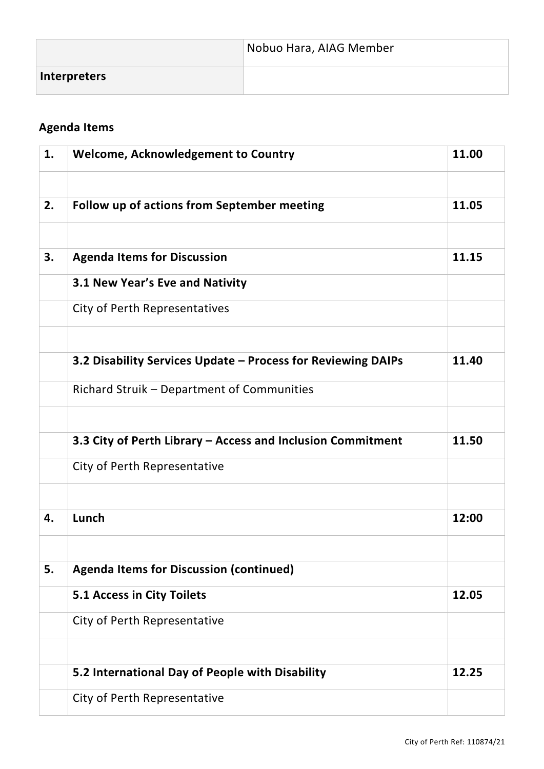| | |
|---|---|
| | Nobuo Hara, AIAG Member |
| **Interpreters** | |

## Agenda Items

| | | |
|---|---|---|
| **1.** | **Welcome, Acknowledgement to Country** | **11.00** |
| | | |
| **2.** | **Follow up of actions from September meeting** | **11.05** |
| | | |
| **3.** | **Agenda Items for Discussion** | **11.15** |
| | **3.1 New Year's Eve and Nativity** | |
| | City of Perth Representatives | |
| | | |
| | **3.2 Disability Services Update – Process for Reviewing DAIPs** | **11.40** |
| | Richard Struik – Department of Communities | |
| | | |
| | **3.3 City of Perth Library – Access and Inclusion Commitment** | **11.50** |
| | City of Perth Representative | |
| | | |
| **4.** | **Lunch** | **12:00** |
| | | |
| **5.** | **Agenda Items for Discussion (continued)** | |
| | **5.1 Access in City Toilets** | **12.05** |
| | City of Perth Representative | |
| | | |
| | **5.2 International Day of People with Disability** | **12.25** |
| | City of Perth Representative | |

City of Perth Ref: 110874/21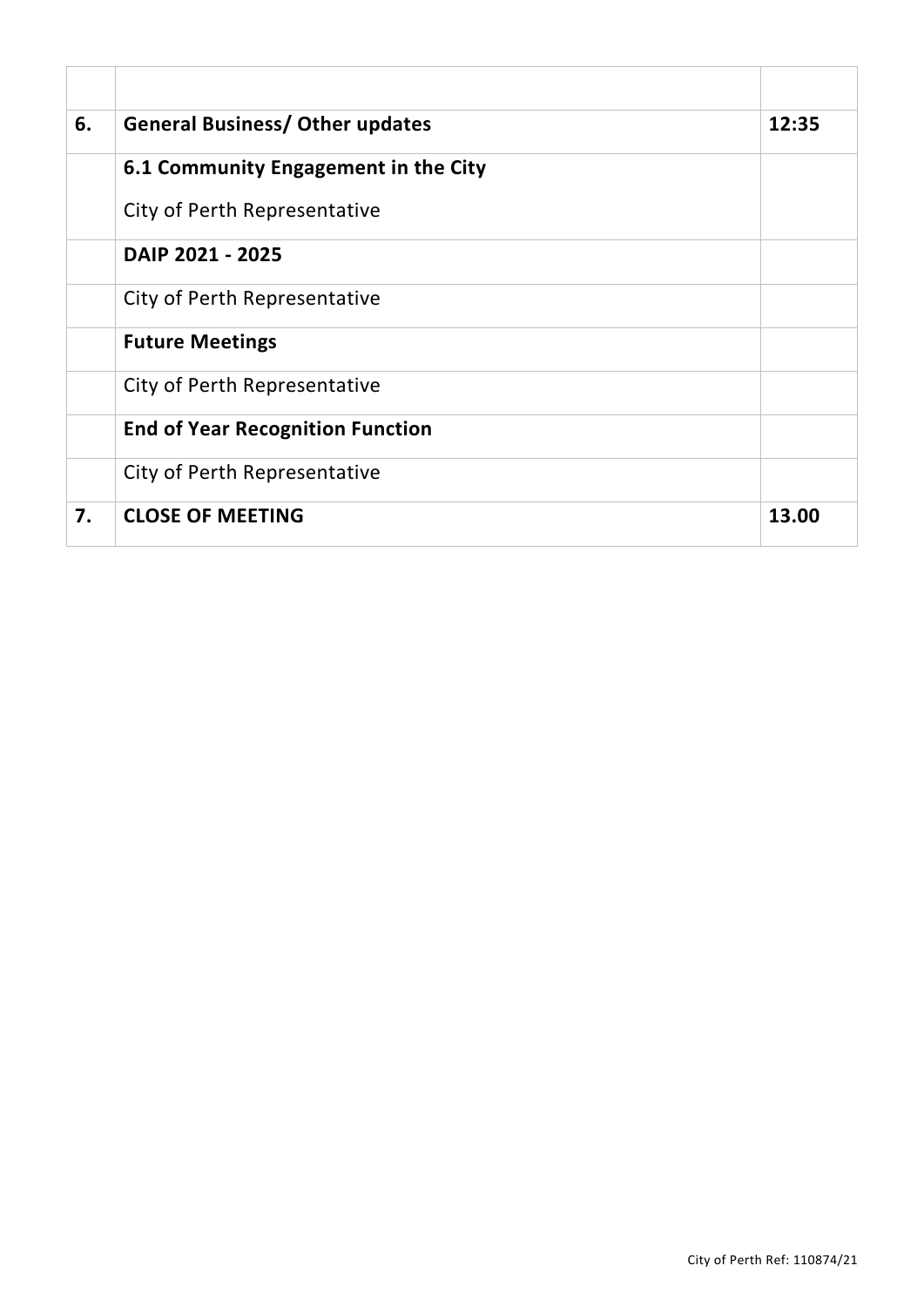| | | |
|---|---|---|
| | | |
| **6.** | **General Business/ Other updates** | **12:35** |
| | **6.1 Community Engagement in the City**<br>City of Perth Representative | |
| | **DAIP 2021 - 2025** | |
| | City of Perth Representative | |
| | **Future Meetings** | |
| | City of Perth Representative | |
| | **End of Year Recognition Function** | |
| | City of Perth Representative | |
| **7.** | **CLOSE OF MEETING** | **13.00** |

City of Perth Ref: 110874/21